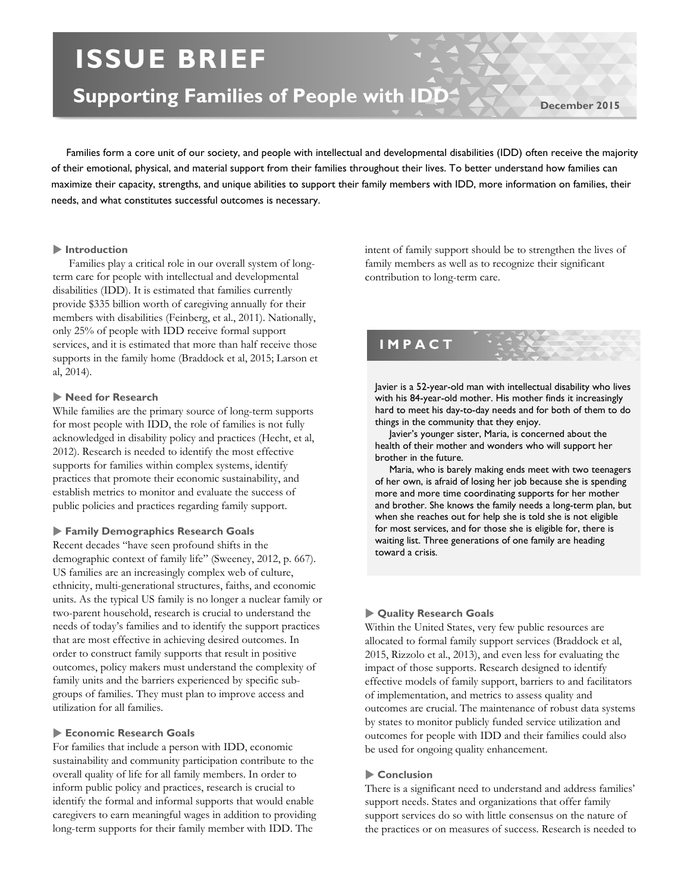# ISSUE BRIEF

## Supporting Families of People with IDD

December 2015

Families form a core unit of our society, and people with intellectual and developmental disabilities (IDD) often receive the majority of their emotional, physical, and material support from their families throughout their lives. To better understand how families can maximize their capacity, strengths, and unique abilities to support their family members with IDD, more information on families, their needs, and what constitutes successful outcomes is necessary.

### Introduction

Families play a critical role in our overall system of long-term care for people with intellectual and developmental disabilities (IDD). It is estimated that families currently provide $335 billion worth of caregiving annually for their members with disabilities (Feinberg, et al., 2011). Nationally, only 25% of people with IDD receive formal support services, and it is estimated that more than half receive those supports in the family home (Braddock et al, 2015; Larson et al, 2014).

### Need for Research

While families are the primary source of long-term supports for most people with IDD, the role of families is not fully acknowledged in disability policy and practices (Hecht, et al, 2012). Research is needed to identify the most effective supports for families within complex systems, identify practices that promote their economic sustainability, and establish metrics to monitor and evaluate the success of public policies and practices regarding family support.

### Family Demographics Research Goals

Recent decades "have seen profound shifts in the demographic context of family life" (Sweeney, 2012, p. 667). US families are an increasingly complex web of culture, ethnicity, multi-generational structures, faiths, and economic units. As the typical US family is no longer a nuclear family or two-parent household, research is crucial to understand the needs of today's families and to identify the support practices that are most effective in achieving desired outcomes. In order to construct family supports that result in positive outcomes, policy makers must understand the complexity of family units and the barriers experienced by specific sub-groups of families. They must plan to improve access and utilization for all families.

### Economic Research Goals

For families that include a person with IDD, economic sustainability and community participation contribute to the overall quality of life for all family members. In order to inform public policy and practices, research is crucial to identify the formal and informal supports that would enable caregivers to earn meaningful wages in addition to providing long-term supports for their family member with IDD. The intent of family support should be to strengthen the lives of family members as well as to recognize their significant contribution to long-term care.

### IMPACT

Javier is a 52-year-old man with intellectual disability who lives with his 84-year-old mother. His mother finds it increasingly hard to meet his day-to-day needs and for both of them to do things in the community that they enjoy.

Javier's younger sister, Maria, is concerned about the health of their mother and wonders who will support her brother in the future.

Maria, who is barely making ends meet with two teenagers of her own, is afraid of losing her job because she is spending more and more time coordinating supports for her mother and brother. She knows the family needs a long-term plan, but when she reaches out for help she is told she is not eligible for most services, and for those she is eligible for, there is waiting list. Three generations of one family are heading toward a crisis.

### Quality Research Goals

Within the United States, very few public resources are allocated to formal family support services (Braddock et al, 2015, Rizzolo et al., 2013), and even less for evaluating the impact of those supports. Research designed to identify effective models of family support, barriers to and facilitators of implementation, and metrics to assess quality and outcomes are crucial. The maintenance of robust data systems by states to monitor publicly funded service utilization and outcomes for people with IDD and their families could also be used for ongoing quality enhancement.

### Conclusion

There is a significant need to understand and address families' support needs. States and organizations that offer family support services do so with little consensus on the nature of the practices or on measures of success. Research is needed to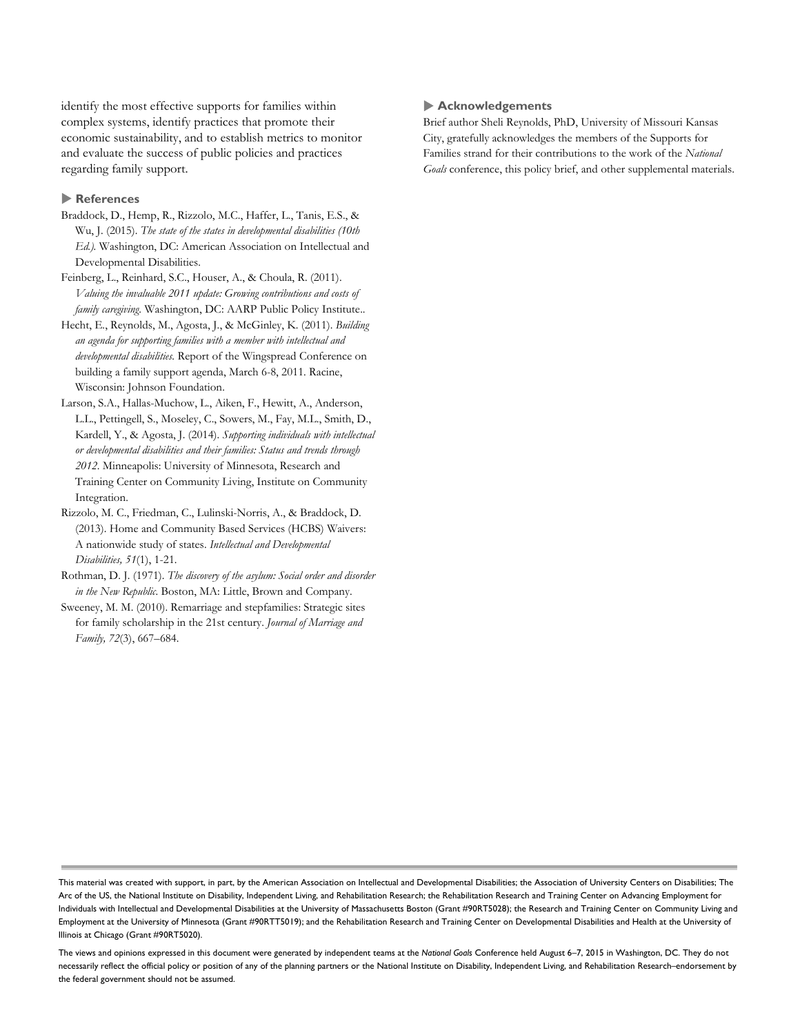identify the most effective supports for families within complex systems, identify practices that promote their economic sustainability, and to establish metrics to monitor and evaluate the success of public policies and practices regarding family support.

## References

Braddock, D., Hemp, R., Rizzolo, M.C., Haffer, L., Tanis, E.S., & Wu, J. (2015). *The state of the states in developmental disabilities (10th Ed.).* Washington, DC: American Association on Intellectual and Developmental Disabilities.

Feinberg, L., Reinhard, S.C., Houser, A., & Choula, R. (2011). *Valuing the invaluable 2011 update: Growing contributions and costs of family caregiving.* Washington, DC: AARP Public Policy Institute..

Hecht, E., Reynolds, M., Agosta, J., & McGinley, K. (2011). *Building an agenda for supporting families with a member with intellectual and developmental disabilities.* Report of the Wingspread Conference on building a family support agenda, March 6-8, 2011. Racine, Wisconsin: Johnson Foundation.

Larson, S.A., Hallas-Muchow, L., Aiken, F., Hewitt, A., Anderson, L.L., Pettingell, S., Moseley, C., Sowers, M., Fay, M.L., Smith, D., Kardell, Y., & Agosta, J. (2014). *Supporting individuals with intellectual or developmental disabilities and their families: Status and trends through 2012.* Minneapolis: University of Minnesota, Research and Training Center on Community Living, Institute on Community Integration.

Rizzolo, M. C., Friedman, C., Lulinski-Norris, A., & Braddock, D. (2013). Home and Community Based Services (HCBS) Waivers: A nationwide study of states. *Intellectual and Developmental Disabilities, 51*(1), 1-21.

Rothman, D. J. (1971). *The discovery of the asylum: Social order and disorder in the New Republic.* Boston, MA: Little, Brown and Company.

Sweeney, M. M. (2010). Remarriage and stepfamilies: Strategic sites for family scholarship in the 21st century. *Journal of Marriage and Family, 72*(3), 667–684.

## Acknowledgements

Brief author Sheli Reynolds, PhD, University of Missouri Kansas City, gratefully acknowledges the members of the Supports for Families strand for their contributions to the work of the *National Goals* conference, this policy brief, and other supplemental materials.

---

This material was created with support, in part, by the American Association on Intellectual and Developmental Disabilities; the Association of University Centers on Disabilities; The Arc of the US, the National Institute on Disability, Independent Living, and Rehabilitation Research; the Rehabilitation Research and Training Center on Advancing Employment for Individuals with Intellectual and Developmental Disabilities at the University of Massachusetts Boston (Grant #90RT5028); the Research and Training Center on Community Living and Employment at the University of Minnesota (Grant #90RTT5019); and the Rehabilitation Research and Training Center on Developmental Disabilities and Health at the University of Illinois at Chicago (Grant #90RT5020).

The views and opinions expressed in this document were generated by independent teams at the *National Goals* Conference held August 6–7, 2015 in Washington, DC. They do not necessarily reflect the official policy or position of any of the planning partners or the National Institute on Disability, Independent Living, and Rehabilitation Research–endorsement by the federal government should not be assumed.